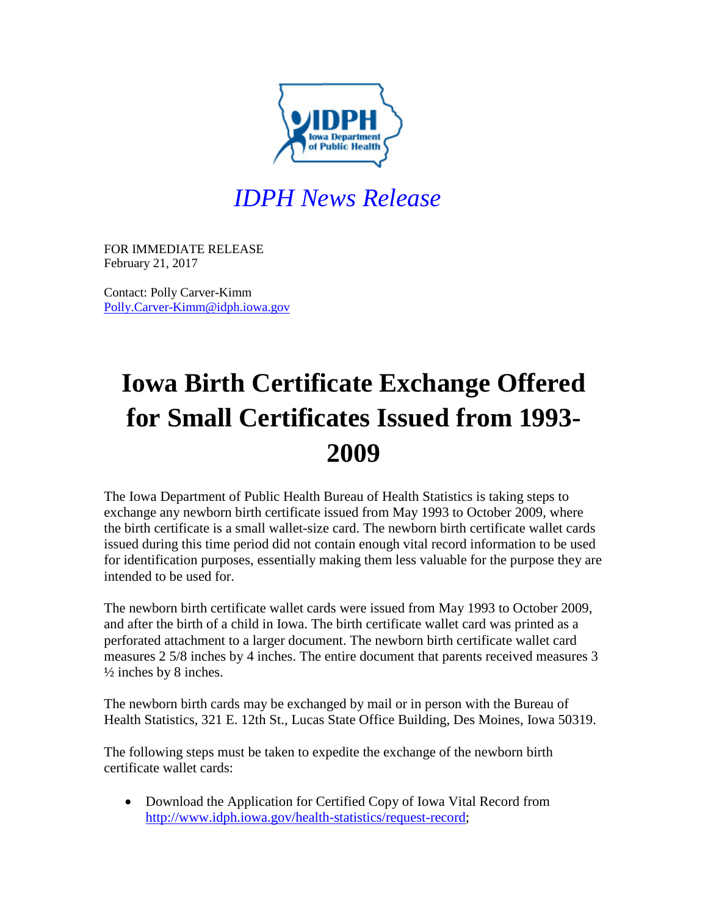IDPH Iowa Department of Public Health

*IDPH News Release*

FOR IMMEDIATE RELEASE
February 21, 2017

Contact: Polly Carver-Kimm
Polly.Carver-Kimm@idph.iowa.gov

# Iowa Birth Certificate Exchange Offered for Small Certificates Issued from 1993-2009

The Iowa Department of Public Health Bureau of Health Statistics is taking steps to exchange any newborn birth certificate issued from May 1993 to October 2009, where the birth certificate is a small wallet-size card. The newborn birth certificate wallet cards issued during this time period did not contain enough vital record information to be used for identification purposes, essentially making them less valuable for the purpose they are intended to be used for.

The newborn birth certificate wallet cards were issued from May 1993 to October 2009, and after the birth of a child in Iowa. The birth certificate wallet card was printed as a perforated attachment to a larger document. The newborn birth certificate wallet card measures 2 5/8 inches by 4 inches. The entire document that parents received measures 3 ½ inches by 8 inches.

The newborn birth cards may be exchanged by mail or in person with the Bureau of Health Statistics, 321 E. 12th St., Lucas State Office Building, Des Moines, Iowa 50319.

The following steps must be taken to expedite the exchange of the newborn birth certificate wallet cards:

- Download the Application for Certified Copy of Iowa Vital Record from http://www.idph.iowa.gov/health-statistics/request-record;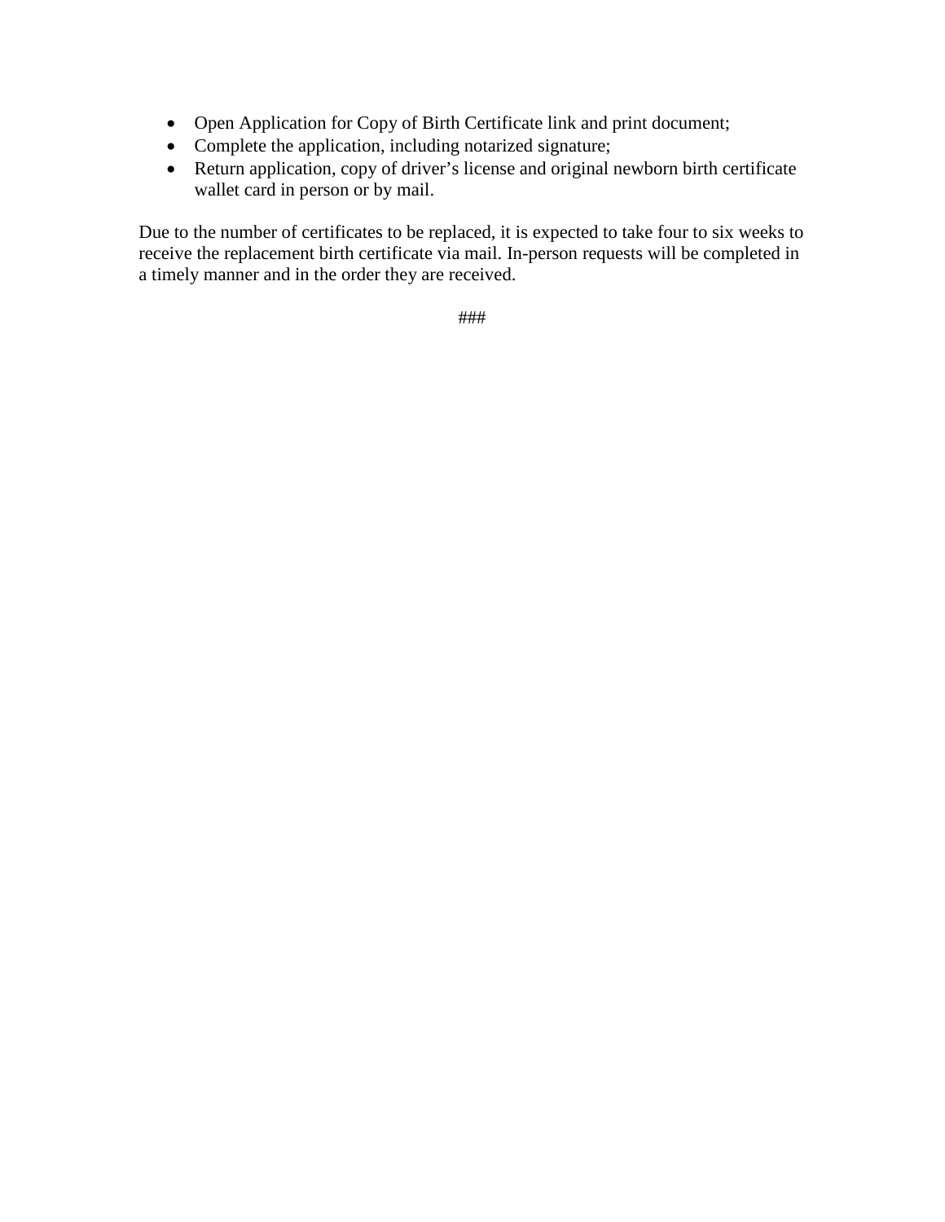- Open Application for Copy of Birth Certificate link and print document;
- Complete the application, including notarized signature;
- Return application, copy of driver's license and original newborn birth certificate wallet card in person or by mail.

Due to the number of certificates to be replaced, it is expected to take four to six weeks to receive the replacement birth certificate via mail. In-person requests will be completed in a timely manner and in the order they are received.

###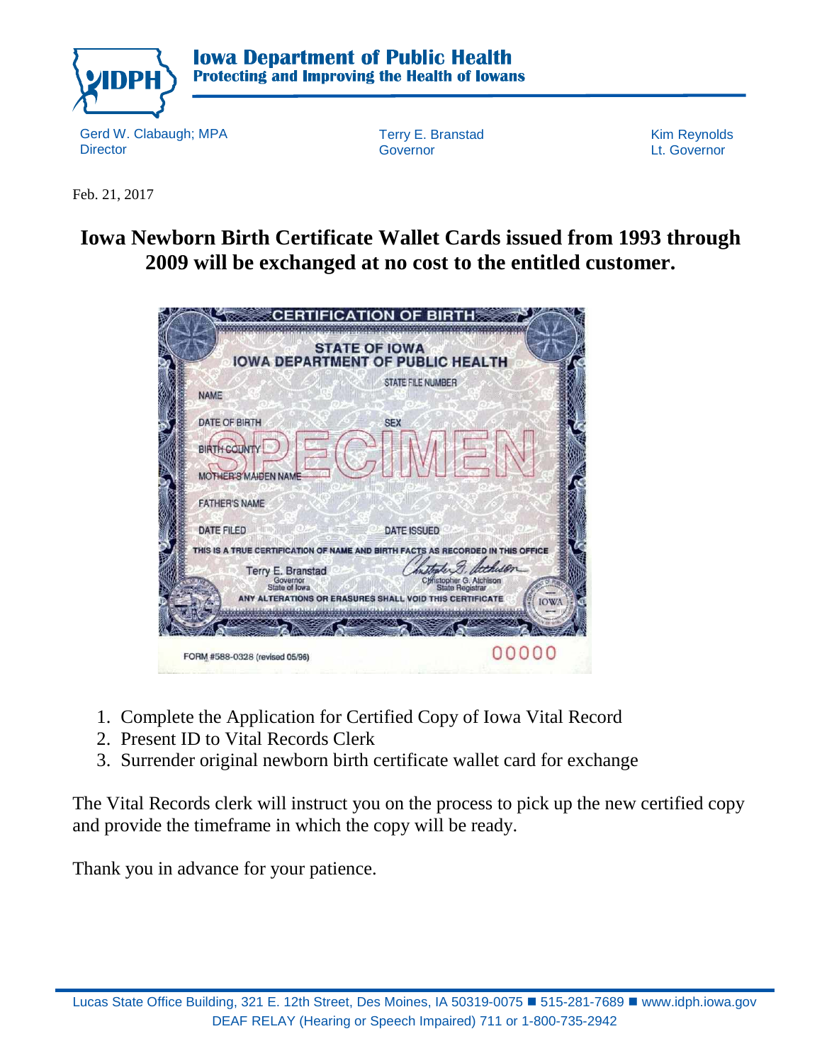**Iowa Department of Public Health**
**Protecting and Improving the Health of Iowans**

Gerd W. Clabaugh; MPA
Director

Terry E. Branstad
Governor

Kim Reynolds
Lt. Governor

Feb. 21, 2017

# Iowa Newborn Birth Certificate Wallet Cards issued from 1993 through 2009 will be exchanged at no cost to the entitled customer.

CERTIFICATION OF BIRTH

STATE OF IOWA
IOWA DEPARTMENT OF PUBLIC HEALTH

STATE FILE NUMBER

NAME

DATE OF BIRTH SEX

BIRTH COUNTY

MOTHER'S MAIDEN NAME

FATHER'S NAME

DATE FILED DATE ISSUED

THIS IS A TRUE CERTIFICATION OF NAME AND BIRTH FACTS AS RECORDED IN THIS OFFICE

Terry E. Branstad
Governor
State of Iowa

Christopher G. Atchison
State Registrar

ANY ALTERATIONS OR ERASURES SHALL VOID THIS CERTIFICATE

SPECIMEN

FORM #588-0328 (revised 05/96) 00000

1. Complete the Application for Certified Copy of Iowa Vital Record
2. Present ID to Vital Records Clerk
3. Surrender original newborn birth certificate wallet card for exchange

The Vital Records clerk will instruct you on the process to pick up the new certified copy and provide the timeframe in which the copy will be ready.

Thank you in advance for your patience.

Lucas State Office Building, 321 E. 12th Street, Des Moines, IA 50319-0075 ■ 515-281-7689 ■ www.idph.iowa.gov
DEAF RELAY (Hearing or Speech Impaired) 711 or 1-800-735-2942